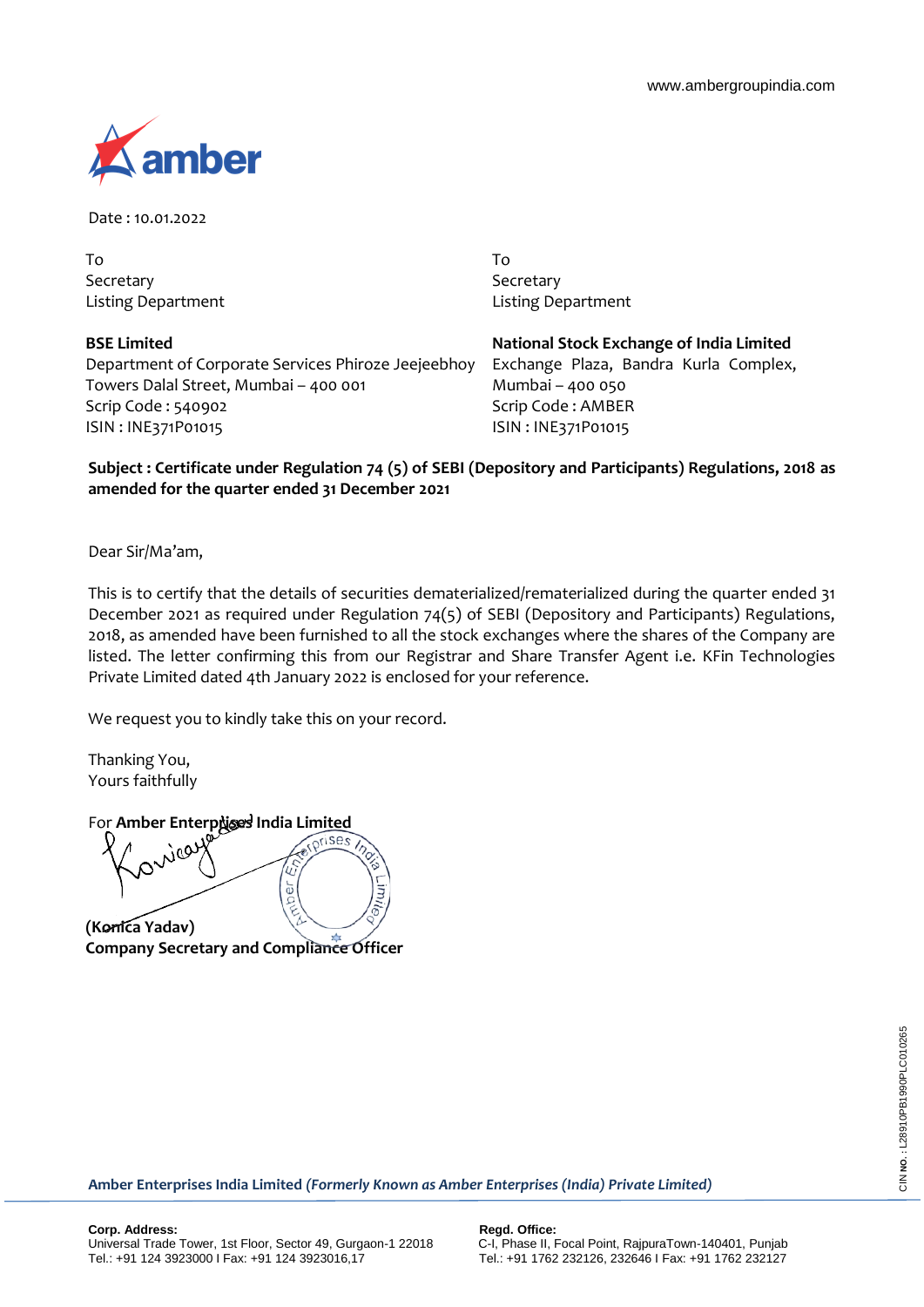www.ambergroupindia.com

Date : 10.01.2022

To
Secretary
Listing Department

**BSE Limited**
Department of Corporate Services Phiroze Jeejeebhoy Towers Dalal Street, Mumbai – 400 001
Scrip Code : 540902
ISIN : INE371P01015

To
Secretary
Listing Department

**National Stock Exchange of India Limited**
Exchange Plaza, Bandra Kurla Complex, Mumbai – 400 050
Scrip Code : AMBER
ISIN : INE371P01015

**Subject : Certificate under Regulation 74 (5) of SEBI (Depository and Participants) Regulations, 2018 as amended for the quarter ended 31 December 2021**

Dear Sir/Ma'am,

This is to certify that the details of securities dematerialized/rematerialized during the quarter ended 31 December 2021 as required under Regulation 74(5) of SEBI (Depository and Participants) Regulations, 2018, as amended have been furnished to all the stock exchanges where the shares of the Company are listed. The letter confirming this from our Registrar and Share Transfer Agent i.e. KFin Technologies Private Limited dated 4th January 2022 is enclosed for your reference.

We request you to kindly take this on your record.

Thanking You,
Yours faithfully

For **Amber Enterprises India Limited**

**(Konica Yadav)**
**Company Secretary and Compliance Officer**

CIN No. : L28910PB1990PLC010265

**Amber Enterprises India Limited** ***(Formerly Known as Amber Enterprises (India) Private Limited)***

**Corp. Address:**
Universal Trade Tower, 1st Floor, Sector 49, Gurgaon-1 22018
Tel.: +91 124 3923000 I Fax: +91 124 3923016,17

**Regd. Office:**
C-I, Phase II, Focal Point, RajpuraTown-140401, Punjab
Tel.: +91 1762 232126, 232646 I Fax: +91 1762 232127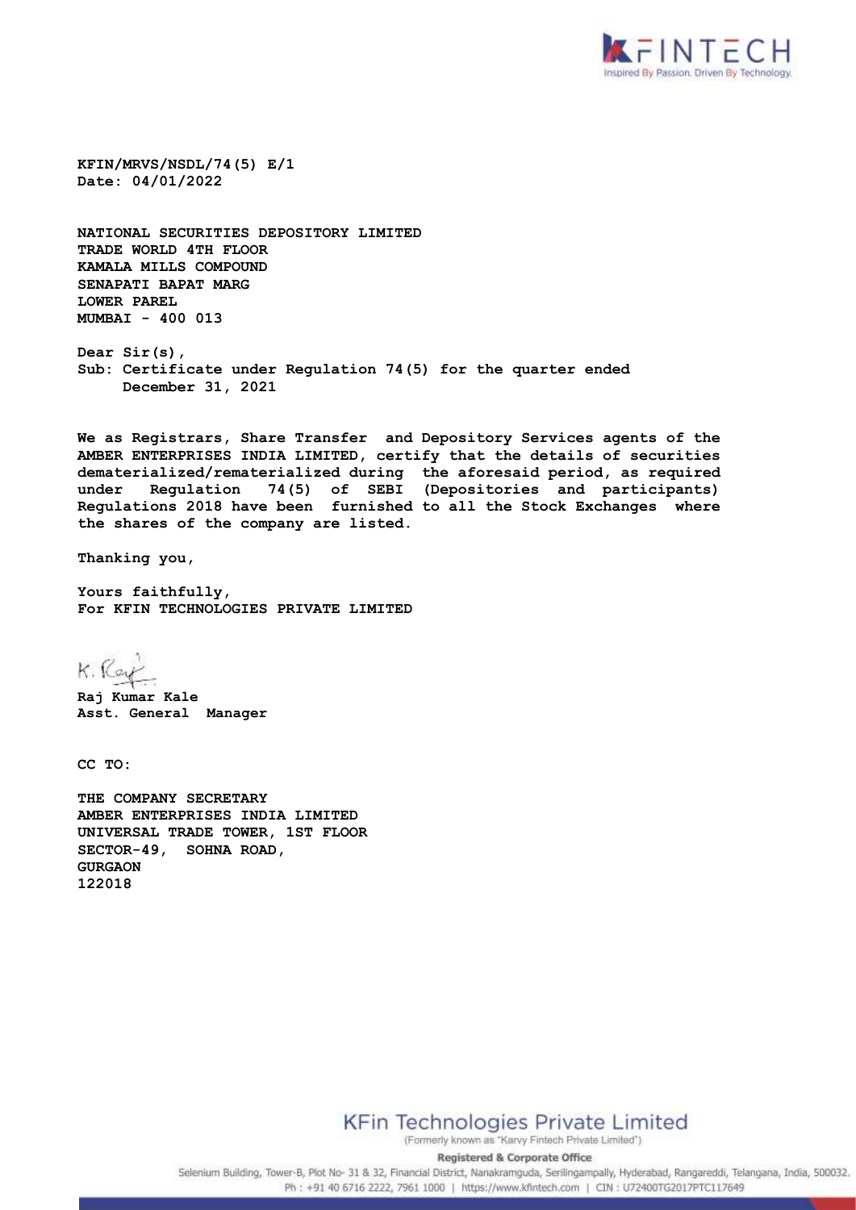**KFIN/MRVS/NSDL/74(5) E/1**
**Date: 04/01/2022**

**NATIONAL SECURITIES DEPOSITORY LIMITED**
**TRADE WORLD 4TH FLOOR**
**KAMALA MILLS COMPOUND**
**SENAPATI BAPAT MARG**
**LOWER PAREL**
**MUMBAI - 400 013**

**Dear Sir(s),**
**Sub: Certificate under Regulation 74(5) for the quarter ended December 31, 2021**

**We as Registrars, Share Transfer and Depository Services agents of the AMBER ENTERPRISES INDIA LIMITED, certify that the details of securities dematerialized/rematerialized during the aforesaid period, as required under Regulation 74(5) of SEBI (Depositories and participants) Regulations 2018 have been furnished to all the Stock Exchanges where the shares of the company are listed.**

**Thanking you,**

**Yours faithfully,**
**For KFIN TECHNOLOGIES PRIVATE LIMITED**

K. Raj

**Raj Kumar Kale**
**Asst. General Manager**

**CC TO:**

**THE COMPANY SECRETARY**
**AMBER ENTERPRISES INDIA LIMITED**
**UNIVERSAL TRADE TOWER, 1ST FLOOR**
**SECTOR-49, SOHNA ROAD,**
**GURGAON**
**122018**

KFin Technologies Private Limited
(Formerly known as "Karvy Fintech Private Limited")

Registered & Corporate Office
Selenium Building, Tower-B, Plot No- 31 & 32, Financial District, Nanakramguda, Serilingampally, Hyderabad, Rangareddi, Telangana, India, 500032.
Ph : +91 40 6716 2222, 7961 1000 | https://www.kfintech.com | CIN : U72400TG2017PTC117649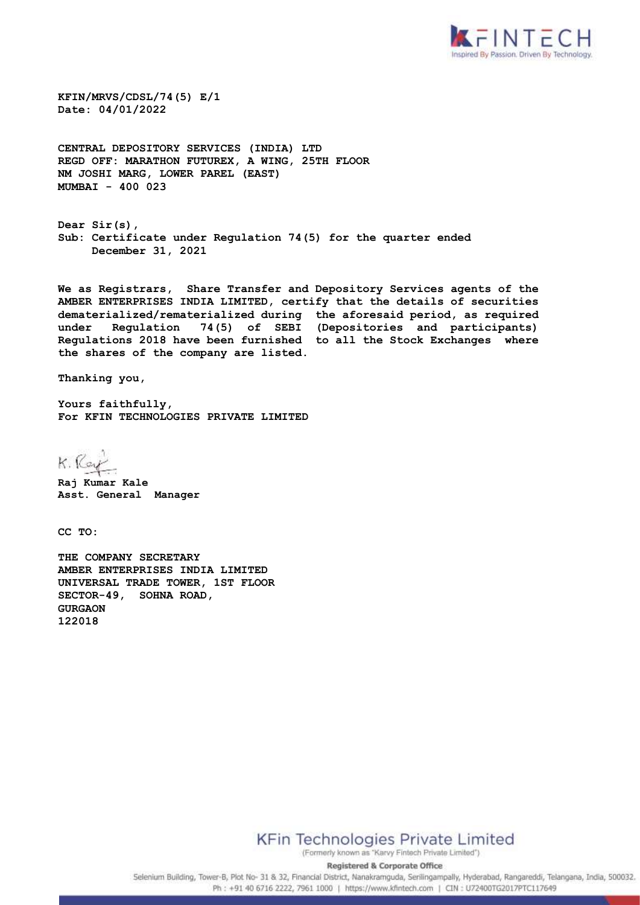**KFIN/MRVS/CDSL/74(5) E/1**
**Date: 04/01/2022**

**CENTRAL DEPOSITORY SERVICES (INDIA) LTD**
**REGD OFF: MARATHON FUTUREX, A WING, 25TH FLOOR**
**NM JOSHI MARG, LOWER PAREL (EAST)**
**MUMBAI - 400 023**

**Dear Sir(s),**
**Sub: Certificate under Regulation 74(5) for the quarter ended December 31, 2021**

**We as Registrars, Share Transfer and Depository Services agents of the AMBER ENTERPRISES INDIA LIMITED, certify that the details of securities dematerialized/rematerialized during the aforesaid period, as required under Regulation 74(5) of SEBI (Depositories and participants) Regulations 2018 have been furnished to all the Stock Exchanges where the shares of the company are listed.**

**Thanking you,**

**Yours faithfully,**
**For KFIN TECHNOLOGIES PRIVATE LIMITED**

**Raj Kumar Kale**
**Asst. General Manager**

**CC TO:**

**THE COMPANY SECRETARY**
**AMBER ENTERPRISES INDIA LIMITED**
**UNIVERSAL TRADE TOWER, 1ST FLOOR**
**SECTOR-49, SOHNA ROAD,**
**GURGAON**
**122018**

KFin Technologies Private Limited
(Formerly known as "Karvy Fintech Private Limited")

Registered & Corporate Office
Selenium Building, Tower-B, Plot No- 31 & 32, Financial District, Nanakramguda, Serilingampally, Hyderabad, Rangareddi, Telangana, India, 500032.
Ph : +91 40 6716 2222, 7961 1000 | https://www.kfintech.com | CIN : U72400TG2017PTC117649